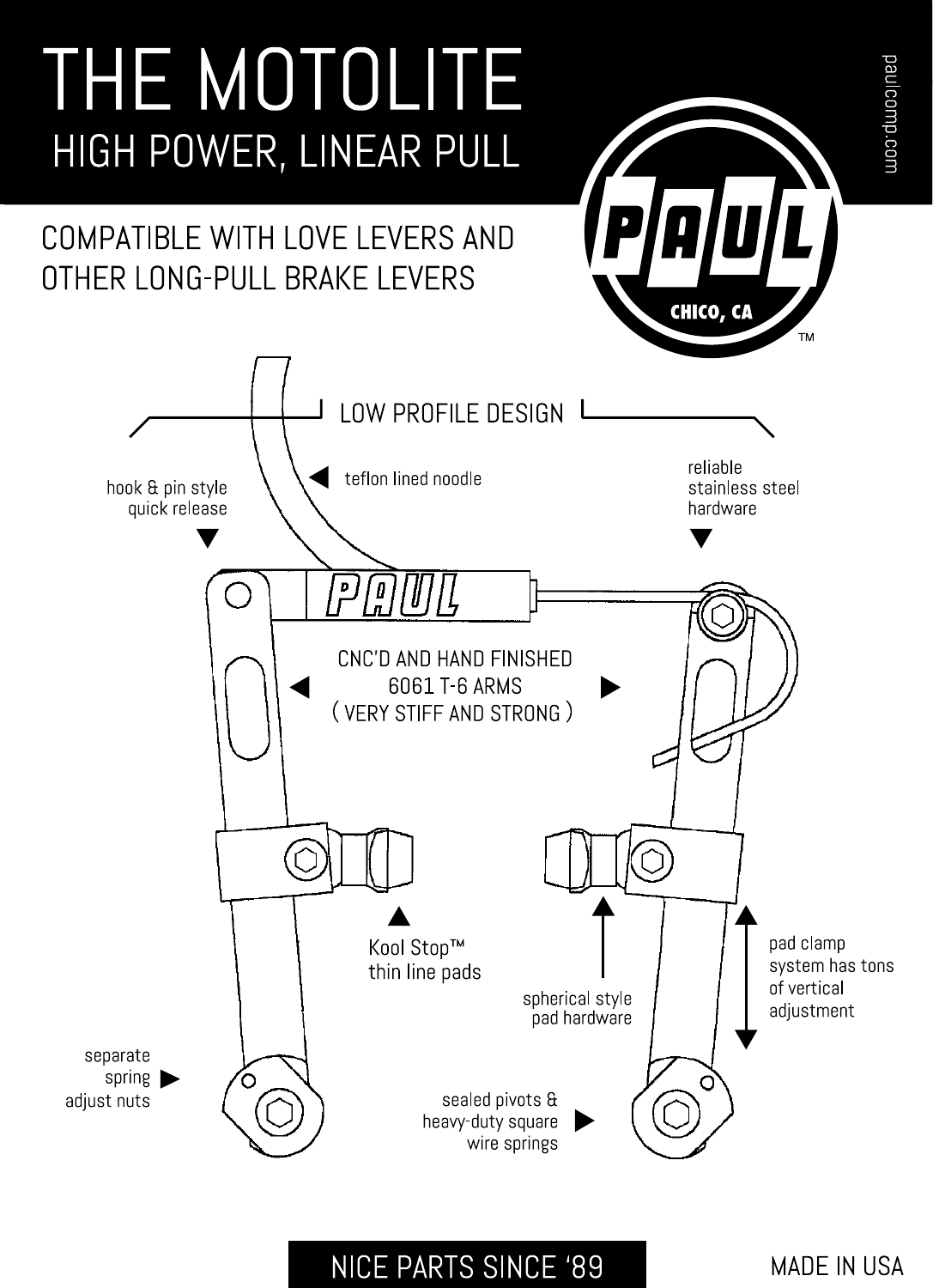# THE MOTOLITE

## HIGH POWER, LINEAR PULL

paulcomp.com

PAUL CHICO, CA ™

COMPATIBLE WITH LOVE LEVERS AND OTHER LONG-PULL BRAKE LEVERS

LOW PROFILE DESIGN

hook & pin style quick release

teflon lined noodle

reliable stainless steel hardware

PAUL

CNC'D AND HAND FINISHED 6061 T-6 ARMS ( VERY STIFF AND STRONG )

Kool Stop™ thin line pads

spherical style pad hardware

pad clamp system has tons of vertical adjustment

separate spring adjust nuts

sealed pivots & heavy-duty square wire springs

NICE PARTS SINCE '89

MADE IN USA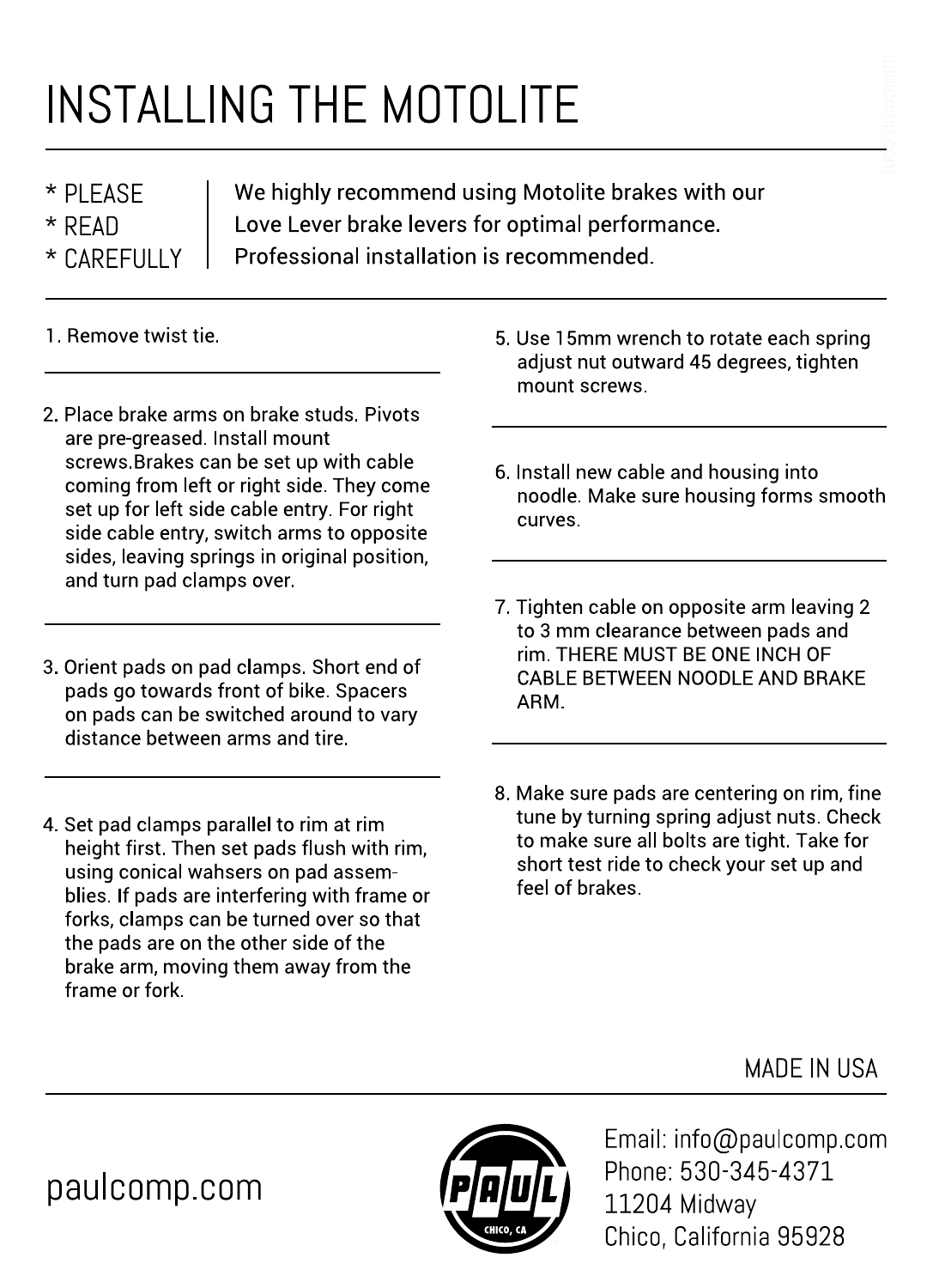# INSTALLING THE MOTOLITE

* PLEASE
* READ
* CAREFULLY

We highly recommend using Motolite brakes with our Love Lever brake levers for optimal performance. Professional installation is recommended.

1. Remove twist tie.

2. Place brake arms on brake studs. Pivots are pre-greased. Install mount screws.Brakes can be set up with cable coming from left or right side. They come set up for left side cable entry. For right side cable entry, switch arms to opposite sides, leaving springs in original position, and turn pad clamps over.

3. Orient pads on pad clamps. Short end of pads go towards front of bike. Spacers on pads can be switched around to vary distance between arms and tire.

4. Set pad clamps parallel to rim at rim height first. Then set pads flush with rim, using conical wahsers on pad assem-blies. If pads are interfering with frame or forks, clamps can be turned over so that the pads are on the other side of the brake arm, moving them away from the frame or fork.

5. Use 15mm wrench to rotate each spring adjust nut outward 45 degrees, tighten mount screws.

6. Install new cable and housing into noodle. Make sure housing forms smooth curves.

7. Tighten cable on opposite arm leaving 2 to 3 mm clearance between pads and rim. THERE MUST BE ONE INCH OF CABLE BETWEEN NOODLE AND BRAKE ARM.

8. Make sure pads are centering on rim, fine tune by turning spring adjust nuts. Check to make sure all bolts are tight. Take for short test ride to check your set up and feel of brakes.

MADE IN USA

paulcomp.com

PAUL CHICO, CA

Email: info@paulcomp.com
Phone: 530-345-4371
11204 Midway
Chico, California 95928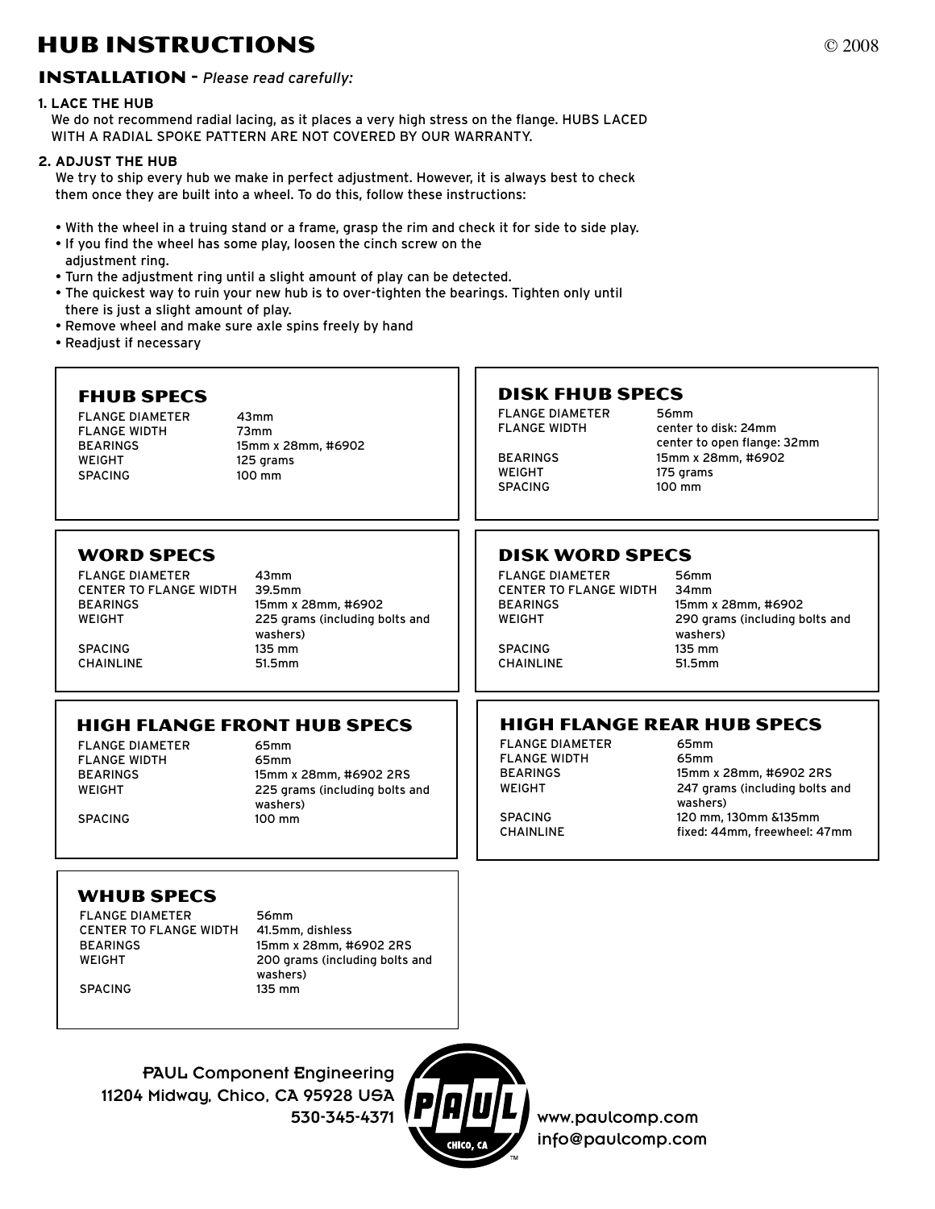# HUB INSTRUCTIONS

© 2008

## INSTALLATION - *Please read carefully:*

**1. LACE THE HUB**

We do not recommend radial lacing, as it places a very high stress on the flange. HUBS LACED WITH A RADIAL SPOKE PATTERN ARE NOT COVERED BY OUR WARRANTY.

**2. ADJUST THE HUB**

We try to ship every hub we make in perfect adjustment. However, it is always best to check them once they are built into a wheel. To do this, follow these instructions:

- With the wheel in a truing stand or a frame, grasp the rim and check it for side to side play.
- If you find the wheel has some play, loosen the cinch screw on the adjustment ring.
- Turn the adjustment ring until a slight amount of play can be detected.
- The quickest way to ruin your new hub is to over-tighten the bearings. Tighten only until there is just a slight amount of play.
- Remove wheel and make sure axle spins freely by hand
- Readjust if necessary

### FHUB SPECS

| | |
|---|---|
| FLANGE DIAMETER | 43mm |
| FLANGE WIDTH | 73mm |
| BEARINGS | 15mm x 28mm, #6902 |
| WEIGHT | 125 grams |
| SPACING | 100 mm |

### DISK FHUB SPECS

| | |
|---|---|
| FLANGE DIAMETER | 56mm |
| FLANGE WIDTH | center to disk: 24mm<br>center to open flange: 32mm |
| BEARINGS | 15mm x 28mm, #6902 |
| WEIGHT | 175 grams |
| SPACING | 100 mm |

### WORD SPECS

| | |
|---|---|
| FLANGE DIAMETER | 43mm |
| CENTER TO FLANGE WIDTH | 39.5mm |
| BEARINGS | 15mm x 28mm, #6902 |
| WEIGHT | 225 grams (including bolts and washers) |
| SPACING | 135 mm |
| CHAINLINE | 51.5mm |

### DISK WORD SPECS

| | |
|---|---|
| FLANGE DIAMETER | 56mm |
| CENTER TO FLANGE WIDTH | 34mm |
| BEARINGS | 15mm x 28mm, #6902 |
| WEIGHT | 290 grams (including bolts and washers) |
| SPACING | 135 mm |
| CHAINLINE | 51.5mm |

### HIGH FLANGE FRONT HUB SPECS

| | |
|---|---|
| FLANGE DIAMETER | 65mm |
| FLANGE WIDTH | 65mm |
| BEARINGS | 15mm x 28mm, #6902 2RS |
| WEIGHT | 225 grams (including bolts and washers) |
| SPACING | 100 mm |

### HIGH FLANGE REAR HUB SPECS

| | |
|---|---|
| FLANGE DIAMETER | 65mm |
| FLANGE WIDTH | 65mm |
| BEARINGS | 15mm x 28mm, #6902 2RS |
| WEIGHT | 247 grams (including bolts and washers) |
| SPACING | 120 mm, 130mm &135mm |
| CHAINLINE | fixed: 44mm, freewheel: 47mm |

### WHUB SPECS

| | |
|---|---|
| FLANGE DIAMETER | 56mm |
| CENTER TO FLANGE WIDTH | 41.5mm, dishless |
| BEARINGS | 15mm x 28mm, #6902 2RS |
| WEIGHT | 200 grams (including bolts and washers) |
| SPACING | 135 mm |

PAUL Component Engineering
11204 Midway, Chico, CA 95928 USA
530-345-4371

PAUL CHICO, CA ™

www.paulcomp.com
info@paulcomp.com